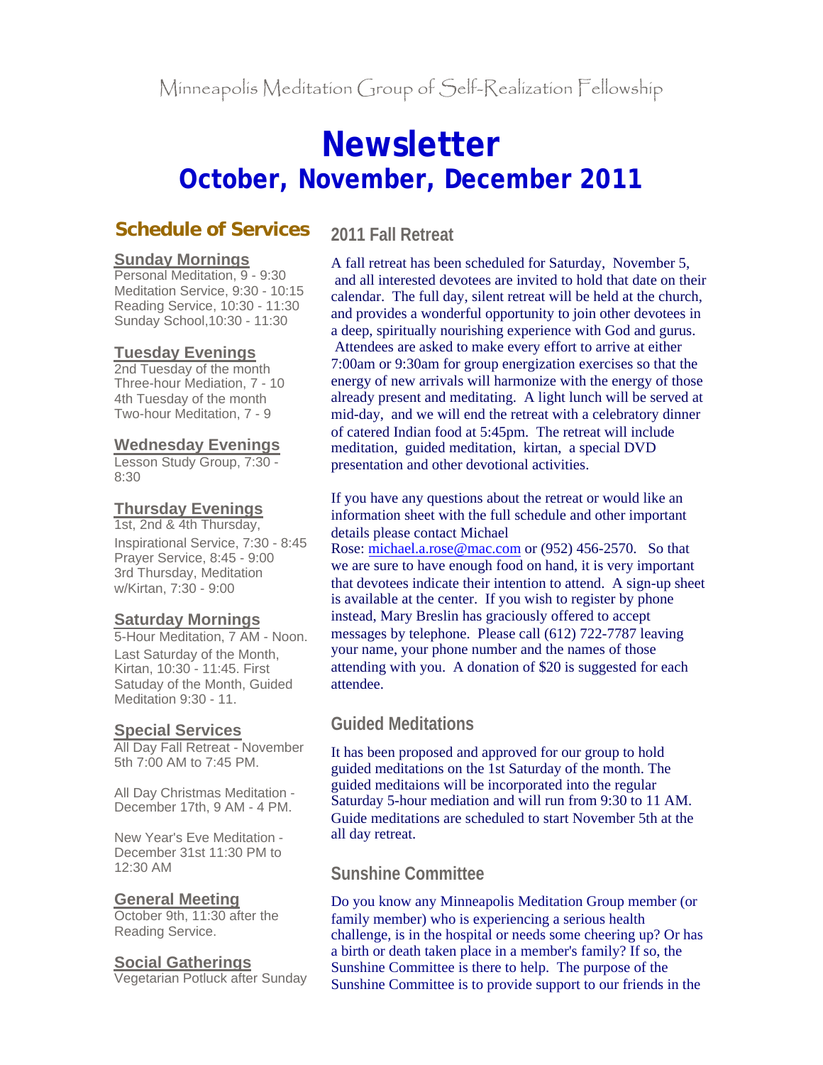Minneapolis Meditation Group of Self-Realization Fellowship

# Newsletter
## October, November, December 2011

## Schedule of Services

**Sunday Mornings**
Personal Meditation, 9 - 9:30
Meditation Service, 9:30 - 10:15
Reading Service, 10:30 - 11:30
Sunday School,10:30 - 11:30

**Tuesday Evenings**
2nd Tuesday of the month
Three-hour Mediation, 7 - 10
4th Tuesday of the month
Two-hour Meditation, 7 - 9

**Wednesday Evenings**
Lesson Study Group, 7:30 - 8:30

**Thursday Evenings**
1st, 2nd & 4th Thursday,
Inspirational Service, 7:30 - 8:45
Prayer Service, 8:45 - 9:00
3rd Thursday, Meditation w/Kirtan, 7:30 - 9:00

**Saturday Mornings**
5-Hour Meditation, 7 AM - Noon.
Last Saturday of the Month, Kirtan, 10:30 - 11:45. First Satuday of the Month, Guided Meditation 9:30 - 11.

**Special Services**
All Day Fall Retreat - November 5th 7:00 AM to 7:45 PM.

All Day Christmas Meditation - December 17th, 9 AM - 4 PM.

New Year's Eve Meditation - December 31st 11:30 PM to 12:30 AM

**General Meeting**
October 9th, 11:30 after the Reading Service.

**Social Gatherings**
Vegetarian Potluck after Sunday

## 2011 Fall Retreat

A fall retreat has been scheduled for Saturday, November 5, and all interested devotees are invited to hold that date on their calendar. The full day, silent retreat will be held at the church, and provides a wonderful opportunity to join other devotees in a deep, spiritually nourishing experience with God and gurus. Attendees are asked to make every effort to arrive at either 7:00am or 9:30am for group energization exercises so that the energy of new arrivals will harmonize with the energy of those already present and meditating. A light lunch will be served at mid-day, and we will end the retreat with a celebratory dinner of catered Indian food at 5:45pm. The retreat will include meditation, guided meditation, kirtan, a special DVD presentation and other devotional activities.

If you have any questions about the retreat or would like an information sheet with the full schedule and other important details please contact Michael Rose: michael.a.rose@mac.com or (952) 456-2570. So that we are sure to have enough food on hand, it is very important that devotees indicate their intention to attend. A sign-up sheet is available at the center. If you wish to register by phone instead, Mary Breslin has graciously offered to accept messages by telephone. Please call (612) 722-7787 leaving your name, your phone number and the names of those attending with you. A donation of $20 is suggested for each attendee.

## Guided Meditations

It has been proposed and approved for our group to hold guided meditations on the 1st Saturday of the month. The guided meditaions will be incorporated into the regular Saturday 5-hour mediation and will run from 9:30 to 11 AM. Guide meditations are scheduled to start November 5th at the all day retreat.

## Sunshine Committee

Do you know any Minneapolis Meditation Group member (or family member) who is experiencing a serious health challenge, is in the hospital or needs some cheering up? Or has a birth or death taken place in a member's family? If so, the Sunshine Committee is there to help. The purpose of the Sunshine Committee is to provide support to our friends in the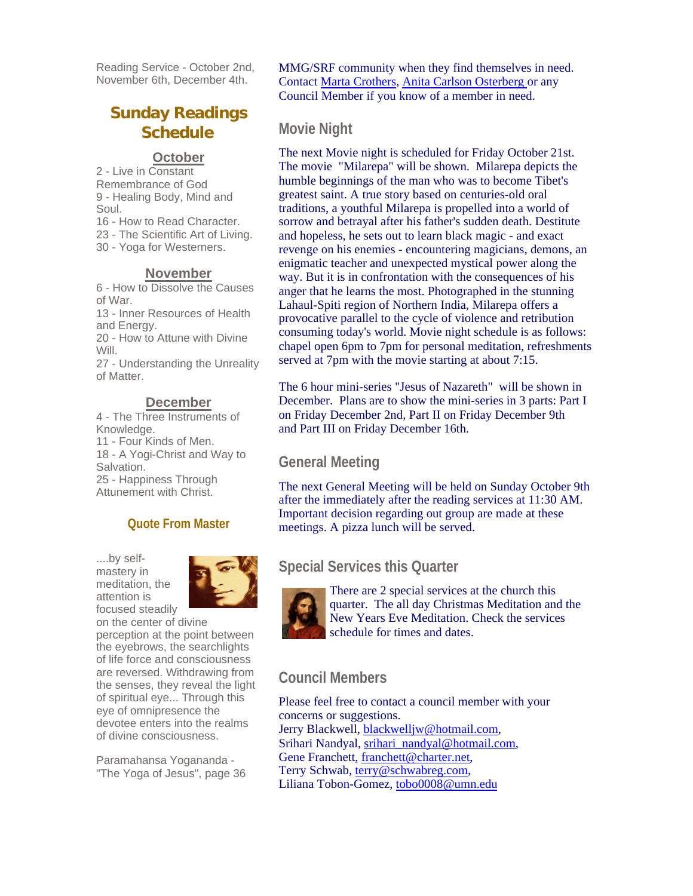Reading Service - October 2nd, November 6th, December 4th.

## Sunday Readings Schedule

### October

2 - Live in Constant Remembrance of God
9 - Healing Body, Mind and Soul.
16 - How to Read Character.
23 - The Scientific Art of Living.
30 - Yoga for Westerners.

### November

6 - How to Dissolve the Causes of War.
13 - Inner Resources of Health and Energy.
20 - How to Attune with Divine Will.
27 - Understanding the Unreality of Matter.

### December

4 - The Three Instruments of Knowledge.
11 - Four Kinds of Men.
18 - A Yogi-Christ and Way to Salvation.
25 - Happiness Through Attunement with Christ.

### Quote From Master

....by self-mastery in meditation, the attention is focused steadily on the center of divine perception at the point between the eyebrows, the searchlights of life force and consciousness are reversed. Withdrawing from the senses, they reveal the light of spiritual eye... Through this eye of omnipresence the devotee enters into the realms of divine consciousness.

Paramahansa Yogananda - "The Yoga of Jesus", page 36

MMG/SRF community when they find themselves in need. Contact Marta Crothers, Anita Carlson Osterberg or any Council Member if you know of a member in need.

## Movie Night

The next Movie night is scheduled for Friday October 21st. The movie "Milarepa" will be shown. Milarepa depicts the humble beginnings of the man who was to become Tibet's greatest saint. A true story based on centuries-old oral traditions, a youthful Milarepa is propelled into a world of sorrow and betrayal after his father's sudden death. Destitute and hopeless, he sets out to learn black magic - and exact revenge on his enemies - encountering magicians, demons, an enigmatic teacher and unexpected mystical power along the way. But it is in confrontation with the consequences of his anger that he learns the most. Photographed in the stunning Lahaul-Spiti region of Northern India, Milarepa offers a provocative parallel to the cycle of violence and retribution consuming today's world. Movie night schedule is as follows: chapel open 6pm to 7pm for personal meditation, refreshments served at 7pm with the movie starting at about 7:15.

The 6 hour mini-series "Jesus of Nazareth" will be shown in December. Plans are to show the mini-series in 3 parts: Part I on Friday December 2nd, Part II on Friday December 9th and Part III on Friday December 16th.

## General Meeting

The next General Meeting will be held on Sunday October 9th after the immediately after the reading services at 11:30 AM. Important decision regarding out group are made at these meetings. A pizza lunch will be served.

## Special Services this Quarter

There are 2 special services at the church this quarter. The all day Christmas Meditation and the New Years Eve Meditation. Check the services schedule for times and dates.

## Council Members

Please feel free to contact a council member with your concerns or suggestions.
Jerry Blackwell, blackwelljw@hotmail.com,
Srihari Nandyal, srihari_nandyal@hotmail.com,
Gene Franchett, franchett@charter.net,
Terry Schwab, terry@schwabreg.com,
Liliana Tobon-Gomez, tobo0008@umn.edu